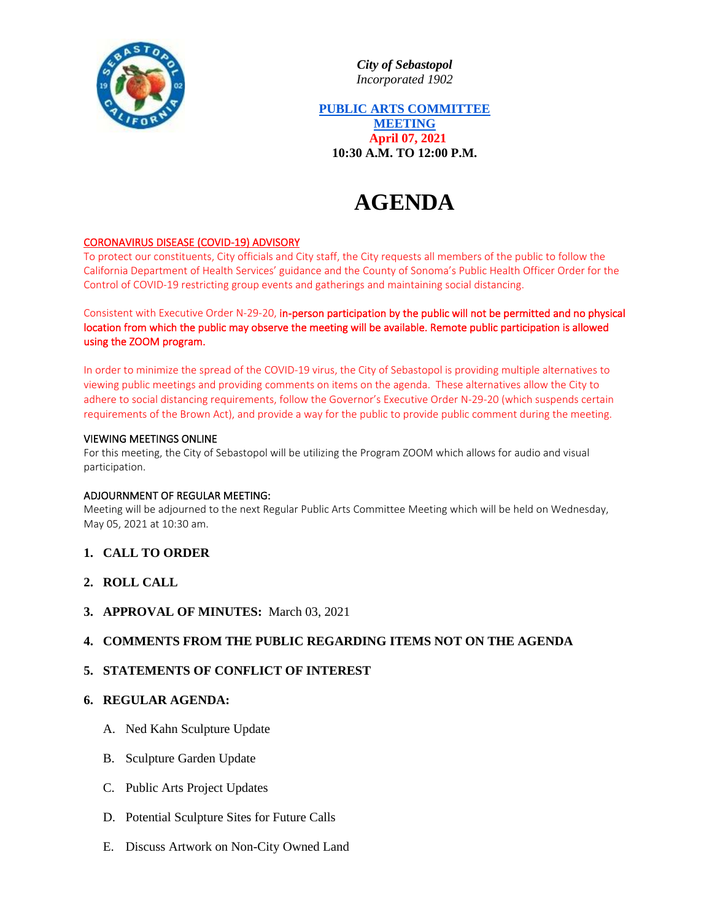*City of Sebastopol*
*Incorporated 1902*

**PUBLIC ARTS COMMITTEE MEETING**
**April 07, 2021**
**10:30 A.M. TO 12:00 P.M.**

# AGENDA

CORONAVIRUS DISEASE (COVID-19) ADVISORY

To protect our constituents, City officials and City staff, the City requests all members of the public to follow the California Department of Health Services' guidance and the County of Sonoma's Public Health Officer Order for the Control of COVID-19 restricting group events and gatherings and maintaining social distancing.

Consistent with Executive Order N-29-20, **in-person participation by the public will not be permitted and no physical location from which the public may observe the meeting will be available. Remote public participation is allowed using the ZOOM program.**

In order to minimize the spread of the COVID-19 virus, the City of Sebastopol is providing multiple alternatives to viewing public meetings and providing comments on items on the agenda. These alternatives allow the City to adhere to social distancing requirements, follow the Governor's Executive Order N-29-20 (which suspends certain requirements of the Brown Act), and provide a way for the public to provide public comment during the meeting.

VIEWING MEETINGS ONLINE

For this meeting, the City of Sebastopol will be utilizing the Program ZOOM which allows for audio and visual participation.

ADJOURNMENT OF REGULAR MEETING:

Meeting will be adjourned to the next Regular Public Arts Committee Meeting which will be held on Wednesday, May 05, 2021 at 10:30 am.

1. **CALL TO ORDER**
2. **ROLL CALL**
3. **APPROVAL OF MINUTES:** March 03, 2021
4. **COMMENTS FROM THE PUBLIC REGARDING ITEMS NOT ON THE AGENDA**
5. **STATEMENTS OF CONFLICT OF INTEREST**
6. **REGULAR AGENDA:**

   A. Ned Kahn Sculpture Update

   B. Sculpture Garden Update

   C. Public Arts Project Updates

   D. Potential Sculpture Sites for Future Calls

   E. Discuss Artwork on Non-City Owned Land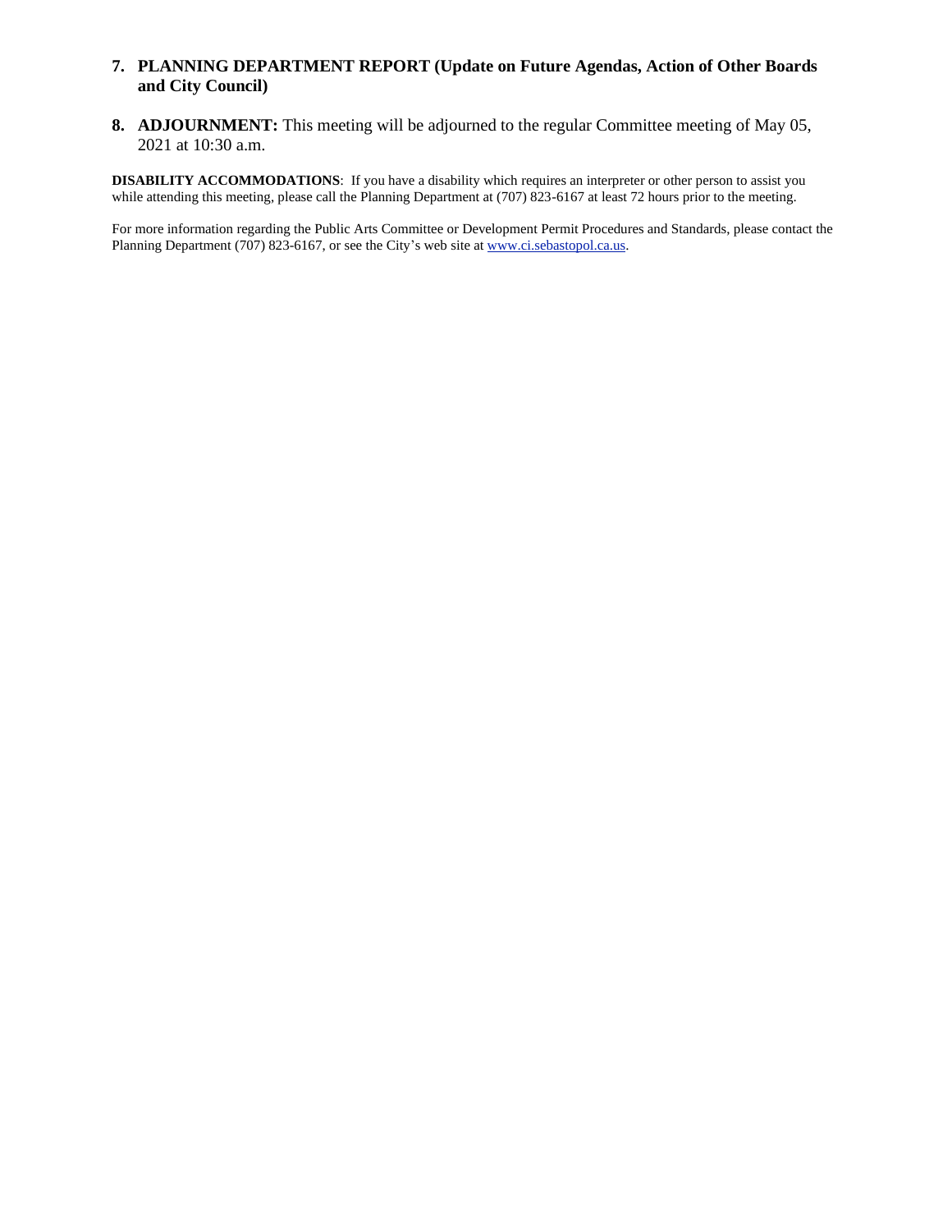7. **PLANNING DEPARTMENT REPORT (Update on Future Agendas, Action of Other Boards and City Council)**

8. **ADJOURNMENT:** This meeting will be adjourned to the regular Committee meeting of May 05, 2021 at 10:30 a.m.

**DISABILITY ACCOMMODATIONS**: If you have a disability which requires an interpreter or other person to assist you while attending this meeting, please call the Planning Department at (707) 823-6167 at least 72 hours prior to the meeting.

For more information regarding the Public Arts Committee or Development Permit Procedures and Standards, please contact the Planning Department (707) 823-6167, or see the City's web site at www.ci.sebastopol.ca.us.